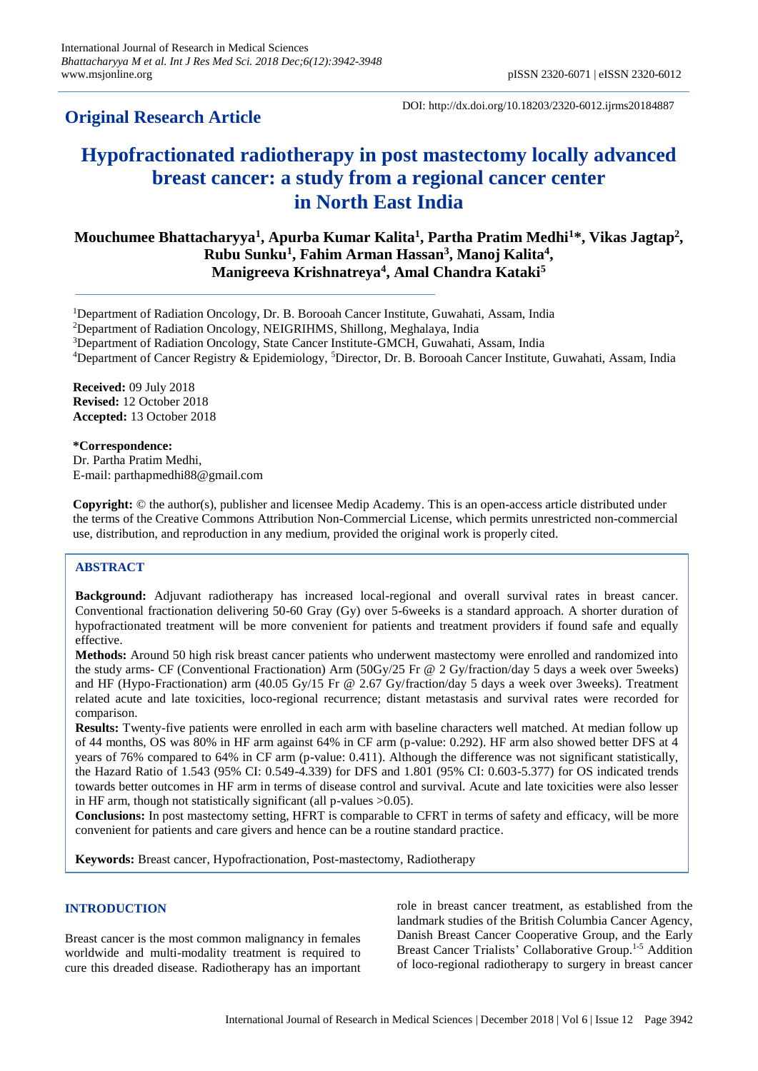**Original Research Article**

DOI: http://dx.doi.org/10.18203/2320-6012.ijrms20184887

# Hypofractionated radiotherapy in post mastectomy locally advanced breast cancer: a study from a regional cancer center in North East India

**Mouchumee Bhattacharyya[1], Apurba Kumar Kalita[1], Partha Pratim Medhi[1]*, Vikas Jagtap[2], Rubu Sunku[1], Fahim Arman Hassan[3], Manoj Kalita[4], Manigreeva Krishnatreya[4], Amal Chandra Kataki[5]**

[1]Department of Radiation Oncology, Dr. B. Borooah Cancer Institute, Guwahati, Assam, India
[2]Department of Radiation Oncology, NEIGRIHMS, Shillong, Meghalaya, India
[3]Department of Radiation Oncology, State Cancer Institute-GMCH, Guwahati, Assam, India
[4]Department of Cancer Registry & Epidemiology, [5]Director, Dr. B. Borooah Cancer Institute, Guwahati, Assam, India

**Received:** 09 July 2018
**Revised:** 12 October 2018
**Accepted:** 13 October 2018

**\*Correspondence:**
Dr. Partha Pratim Medhi,
E-mail: parthapmedhi88@gmail.com

**Copyright:** © the author(s), publisher and licensee Medip Academy. This is an open-access article distributed under the terms of the Creative Commons Attribution Non-Commercial License, which permits unrestricted non-commercial use, distribution, and reproduction in any medium, provided the original work is properly cited.

## ABSTRACT

**Background:** Adjuvant radiotherapy has increased local-regional and overall survival rates in breast cancer. Conventional fractionation delivering 50-60 Gray (Gy) over 5-6weeks is a standard approach. A shorter duration of hypofractionated treatment will be more convenient for patients and treatment providers if found safe and equally effective.

**Methods:** Around 50 high risk breast cancer patients who underwent mastectomy were enrolled and randomized into the study arms- CF (Conventional Fractionation) Arm (50Gy/25 Fr @ 2 Gy/fraction/day 5 days a week over 5weeks) and HF (Hypo-Fractionation) arm (40.05 Gy/15 Fr @ 2.67 Gy/fraction/day 5 days a week over 3weeks). Treatment related acute and late toxicities, loco-regional recurrence; distant metastasis and survival rates were recorded for comparison.

**Results:** Twenty-five patients were enrolled in each arm with baseline characters well matched. At median follow up of 44 months, OS was 80% in HF arm against 64% in CF arm (p-value: 0.292). HF arm also showed better DFS at 4 years of 76% compared to 64% in CF arm (p-value: 0.411). Although the difference was not significant statistically, the Hazard Ratio of 1.543 (95% CI: 0.549-4.339) for DFS and 1.801 (95% CI: 0.603-5.377) for OS indicated trends towards better outcomes in HF arm in terms of disease control and survival. Acute and late toxicities were also lesser in HF arm, though not statistically significant (all p-values >0.05).

**Conclusions:** In post mastectomy setting, HFRT is comparable to CFRT in terms of safety and efficacy, will be more convenient for patients and care givers and hence can be a routine standard practice.

**Keywords:** Breast cancer, Hypofractionation, Post-mastectomy, Radiotherapy

## INTRODUCTION

Breast cancer is the most common malignancy in females worldwide and multi-modality treatment is required to cure this dreaded disease. Radiotherapy has an important role in breast cancer treatment, as established from the landmark studies of the British Columbia Cancer Agency, Danish Breast Cancer Cooperative Group, and the Early Breast Cancer Trialists' Collaborative Group.[1-5] Addition of loco-regional radiotherapy to surgery in breast cancer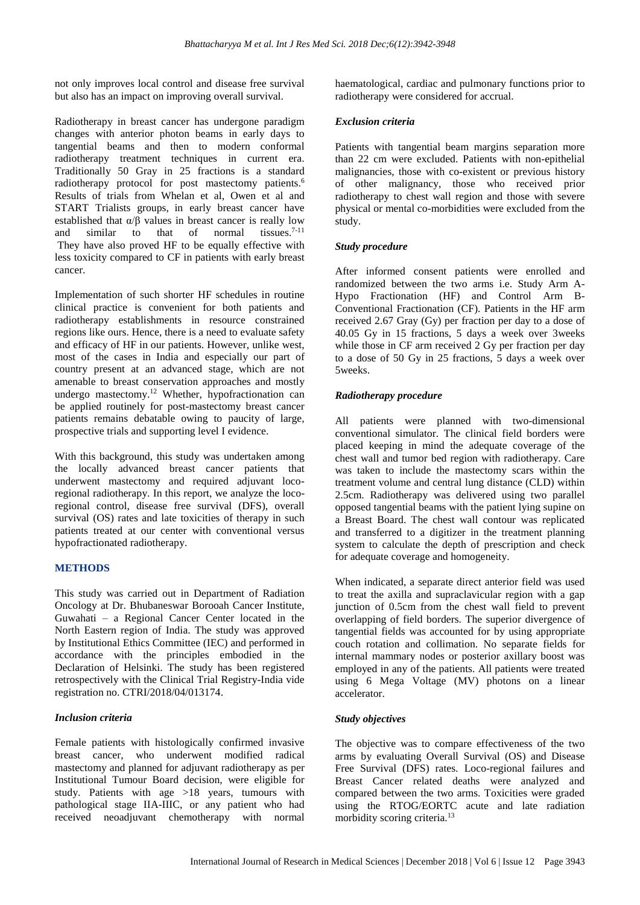not only improves local control and disease free survival but also has an impact on improving overall survival.

Radiotherapy in breast cancer has undergone paradigm changes with anterior photon beams in early days to tangential beams and then to modern conformal radiotherapy treatment techniques in current era. Traditionally 50 Gray in 25 fractions is a standard radiotherapy protocol for post mastectomy patients.[6] Results of trials from Whelan et al, Owen et al and START Trialists groups, in early breast cancer have established that $\alpha/\beta$ values in breast cancer is really low and similar to that of normal tissues.[7-11] They have also proved HF to be equally effective with less toxicity compared to CF in patients with early breast cancer.

Implementation of such shorter HF schedules in routine clinical practice is convenient for both patients and radiotherapy establishments in resource constrained regions like ours. Hence, there is a need to evaluate safety and efficacy of HF in our patients. However, unlike west, most of the cases in India and especially our part of country present at an advanced stage, which are not amenable to breast conservation approaches and mostly undergo mastectomy.[12] Whether, hypofractionation can be applied routinely for post-mastectomy breast cancer patients remains debatable owing to paucity of large, prospective trials and supporting level I evidence.

With this background, this study was undertaken among the locally advanced breast cancer patients that underwent mastectomy and required adjuvant loco-regional radiotherapy. In this report, we analyze the loco-regional control, disease free survival (DFS), overall survival (OS) rates and late toxicities of therapy in such patients treated at our center with conventional versus hypofractionated radiotherapy.

## METHODS

This study was carried out in Department of Radiation Oncology at Dr. Bhubaneswar Borooah Cancer Institute, Guwahati – a Regional Cancer Center located in the North Eastern region of India. The study was approved by Institutional Ethics Committee (IEC) and performed in accordance with the principles embodied in the Declaration of Helsinki. The study has been registered retrospectively with the Clinical Trial Registry-India vide registration no. CTRI/2018/04/013174.

### *Inclusion criteria*

Female patients with histologically confirmed invasive breast cancer, who underwent modified radical mastectomy and planned for adjuvant radiotherapy as per Institutional Tumour Board decision, were eligible for study. Patients with age >18 years, tumours with pathological stage IIA-IIIC, or any patient who had received neoadjuvant chemotherapy with normal haematological, cardiac and pulmonary functions prior to radiotherapy were considered for accrual.

### *Exclusion criteria*

Patients with tangential beam margins separation more than 22 cm were excluded. Patients with non-epithelial malignancies, those with co-existent or previous history of other malignancy, those who received prior radiotherapy to chest wall region and those with severe physical or mental co-morbidities were excluded from the study.

### *Study procedure*

After informed consent patients were enrolled and randomized between the two arms i.e. Study Arm A-Hypo Fractionation (HF) and Control Arm B-Conventional Fractionation (CF). Patients in the HF arm received 2.67 Gray (Gy) per fraction per day to a dose of 40.05 Gy in 15 fractions, 5 days a week over 3weeks while those in CF arm received 2 Gy per fraction per day to a dose of 50 Gy in 25 fractions, 5 days a week over 5weeks.

### *Radiotherapy procedure*

All patients were planned with two-dimensional conventional simulator. The clinical field borders were placed keeping in mind the adequate coverage of the chest wall and tumor bed region with radiotherapy. Care was taken to include the mastectomy scars within the treatment volume and central lung distance (CLD) within 2.5cm. Radiotherapy was delivered using two parallel opposed tangential beams with the patient lying supine on a Breast Board. The chest wall contour was replicated and transferred to a digitizer in the treatment planning system to calculate the depth of prescription and check for adequate coverage and homogeneity.

When indicated, a separate direct anterior field was used to treat the axilla and supraclavicular region with a gap junction of 0.5cm from the chest wall field to prevent overlapping of field borders. The superior divergence of tangential fields was accounted for by using appropriate couch rotation and collimation. No separate fields for internal mammary nodes or posterior axillary boost was employed in any of the patients. All patients were treated using 6 Mega Voltage (MV) photons on a linear accelerator.

### *Study objectives*

The objective was to compare effectiveness of the two arms by evaluating Overall Survival (OS) and Disease Free Survival (DFS) rates. Loco-regional failures and Breast Cancer related deaths were analyzed and compared between the two arms. Toxicities were graded using the RTOG/EORTC acute and late radiation morbidity scoring criteria.[13]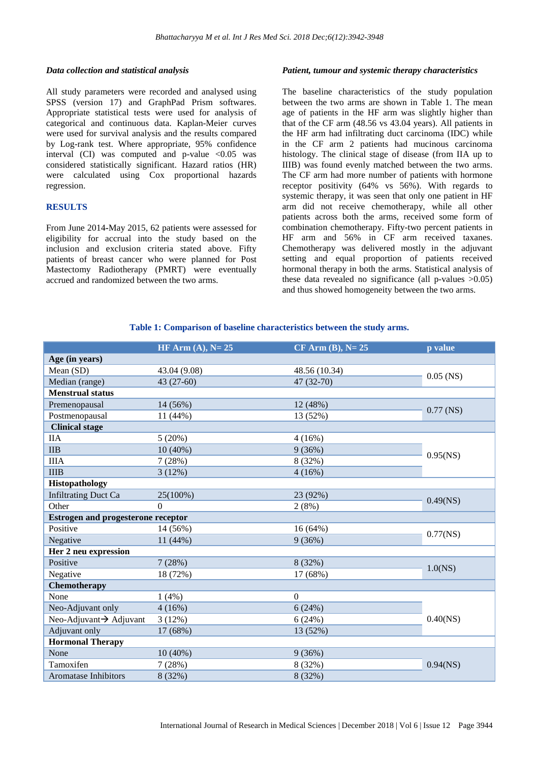### Data collection and statistical analysis

All study parameters were recorded and analysed using SPSS (version 17) and GraphPad Prism softwares. Appropriate statistical tests were used for analysis of categorical and continuous data. Kaplan-Meier curves were used for survival analysis and the results compared by Log-rank test. Where appropriate, 95% confidence interval (CI) was computed and p-value <0.05 was considered statistically significant. Hazard ratios (HR) were calculated using Cox proportional hazards regression.

## RESULTS

From June 2014-May 2015, 62 patients were assessed for eligibility for accrual into the study based on the inclusion and exclusion criteria stated above. Fifty patients of breast cancer who were planned for Post Mastectomy Radiotherapy (PMRT) were eventually accrued and randomized between the two arms.

### Patient, tumour and systemic therapy characteristics

The baseline characteristics of the study population between the two arms are shown in Table 1. The mean age of patients in the HF arm was slightly higher than that of the CF arm (48.56 vs 43.04 years). All patients in the HF arm had infiltrating duct carcinoma (IDC) while in the CF arm 2 patients had mucinous carcinoma histology. The clinical stage of disease (from IIA up to IIIB) was found evenly matched between the two arms. The CF arm had more number of patients with hormone receptor positivity (64% vs 56%). With regards to systemic therapy, it was seen that only one patient in HF arm did not receive chemotherapy, while all other patients across both the arms, received some form of combination chemotherapy. Fifty-two percent patients in HF arm and 56% in CF arm received taxanes. Chemotherapy was delivered mostly in the adjuvant setting and equal proportion of patients received hormonal therapy in both the arms. Statistical analysis of these data revealed no significance (all p-values >0.05) and thus showed homogeneity between the two arms.

**Table 1: Comparison of baseline characteristics between the study arms.**

| | HF Arm (A), N= 25 | CF Arm (B), N= 25 | p value |
|---|---|---|---|
| **Age (in years)** | | | |
| Mean (SD) | 43.04 (9.08) | 48.56 (10.34) | 0.05 (NS) |
| Median (range) | 43 (27-60) | 47 (32-70) | |
| **Menstrual status** | | | |
| Premenopausal | 14 (56%) | 12 (48%) | 0.77 (NS) |
| Postmenopausal | 11 (44%) | 13 (52%) | |
| **Clinical stage** | | | |
| IIA | 5 (20%) | 4 (16%) | 0.95(NS) |
| IIB | 10 (40%) | 9 (36%) | |
| IIIA | 7 (28%) | 8 (32%) | |
| IIIB | 3 (12%) | 4 (16%) | |
| **Histopathology** | | | |
| Infiltrating Duct Ca | 25(100%) | 23 (92%) | 0.49(NS) |
| Other | 0 | 2 (8%) | |
| **Estrogen and progesterone receptor** | | | |
| Positive | 14 (56%) | 16 (64%) | 0.77(NS) |
| Negative | 11 (44%) | 9 (36%) | |
| **Her 2 neu expression** | | | |
| Positive | 7 (28%) | 8 (32%) | 1.0(NS) |
| Negative | 18 (72%) | 17 (68%) | |
| **Chemotherapy** | | | |
| None | 1 (4%) | 0 | 0.40(NS) |
| Neo-Adjuvant only | 4 (16%) | 6 (24%) | |
| Neo-Adjuvant→ Adjuvant | 3 (12%) | 6 (24%) | |
| Adjuvant only | 17 (68%) | 13 (52%) | |
| **Hormonal Therapy** | | | |
| None | 10 (40%) | 9 (36%) | 0.94(NS) |
| Tamoxifen | 7 (28%) | 8 (32%) | |
| Aromatase Inhibitors | 8 (32%) | 8 (32%) | |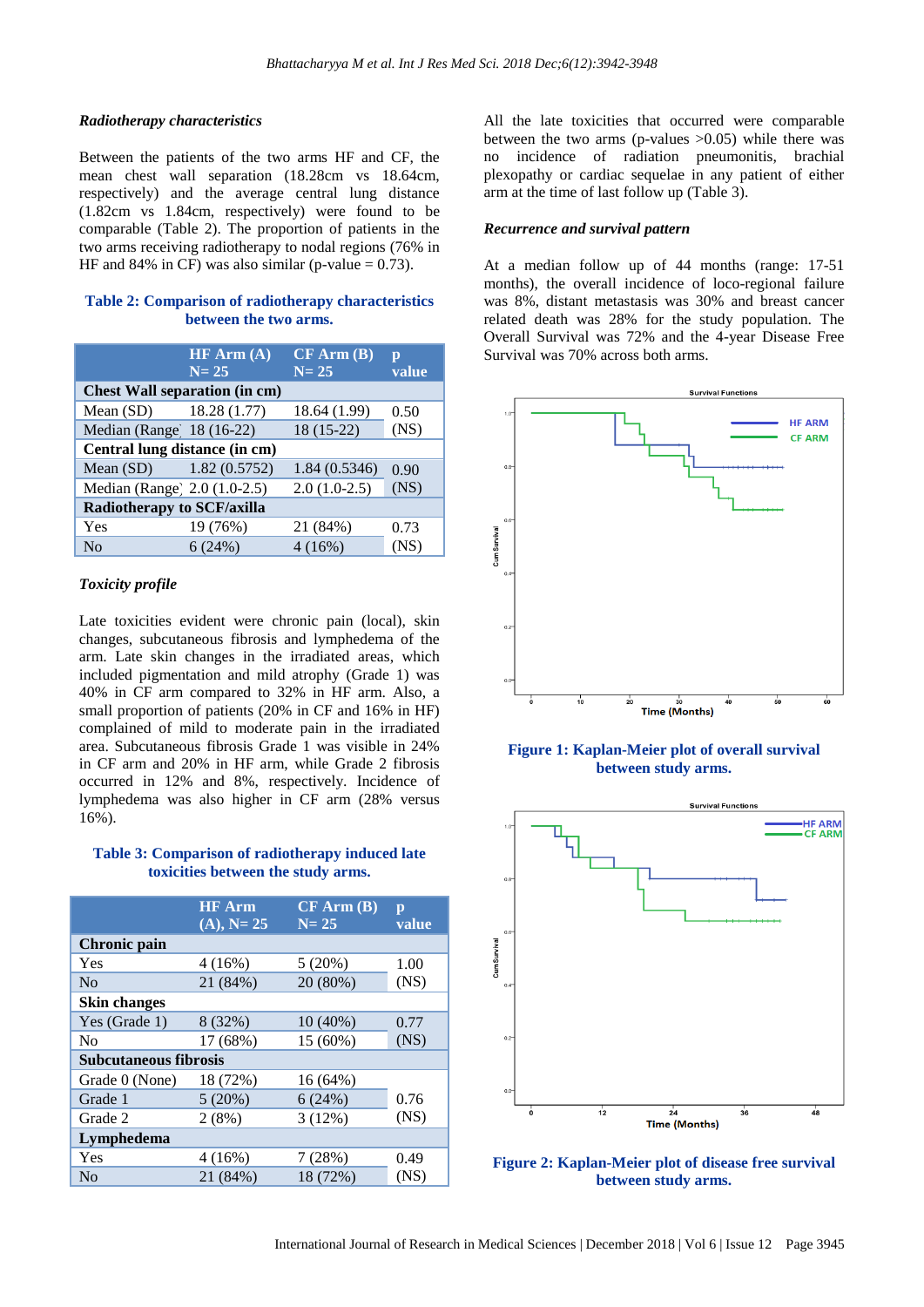### *Radiotherapy characteristics*

Between the patients of the two arms HF and CF, the mean chest wall separation (18.28cm vs 18.64cm, respectively) and the average central lung distance (1.82cm vs 1.84cm, respectively) were found to be comparable (Table 2). The proportion of patients in the two arms receiving radiotherapy to nodal regions (76% in HF and 84% in CF) was also similar (p-value = 0.73).

**Table 2: Comparison of radiotherapy characteristics between the two arms.**

| | HF Arm (A) N= 25 | CF Arm (B) N= 25 | p value |
|---|---|---|---|
| **Chest Wall separation (in cm)** | | | |
| Mean (SD) | 18.28 (1.77) | 18.64 (1.99) | 0.50 |
| Median (Range) | 18 (16-22) | 18 (15-22) | (NS) |
| **Central lung distance (in cm)** | | | |
| Mean (SD) | 1.82 (0.5752) | 1.84 (0.5346) | 0.90 |
| Median (Range) | 2.0 (1.0-2.5) | 2.0 (1.0-2.5) | (NS) |
| **Radiotherapy to SCF/axilla** | | | |
| Yes | 19 (76%) | 21 (84%) | 0.73 |
| No | 6 (24%) | 4 (16%) | (NS) |

### *Toxicity profile*

Late toxicities evident were chronic pain (local), skin changes, subcutaneous fibrosis and lymphedema of the arm. Late skin changes in the irradiated areas, which included pigmentation and mild atrophy (Grade 1) was 40% in CF arm compared to 32% in HF arm. Also, a small proportion of patients (20% in CF and 16% in HF) complained of mild to moderate pain in the irradiated area. Subcutaneous fibrosis Grade 1 was visible in 24% in CF arm and 20% in HF arm, while Grade 2 fibrosis occurred in 12% and 8%, respectively. Incidence of lymphedema was also higher in CF arm (28% versus 16%).

**Table 3: Comparison of radiotherapy induced late toxicities between the study arms.**

| | HF Arm (A), N= 25 | CF Arm (B) N= 25 | p value |
|---|---|---|---|
| **Chronic pain** | | | |
| Yes | 4 (16%) | 5 (20%) | 1.00 |
| No | 21 (84%) | 20 (80%) | (NS) |
| **Skin changes** | | | |
| Yes (Grade 1) | 8 (32%) | 10 (40%) | 0.77 |
| No | 17 (68%) | 15 (60%) | (NS) |
| **Subcutaneous fibrosis** | | | |
| Grade 0 (None) | 18 (72%) | 16 (64%) | |
| Grade 1 | 5 (20%) | 6 (24%) | 0.76 |
| Grade 2 | 2 (8%) | 3 (12%) | (NS) |
| **Lymphedema** | | | |
| Yes | 4 (16%) | 7 (28%) | 0.49 |
| No | 21 (84%) | 18 (72%) | (NS) |

All the late toxicities that occurred were comparable between the two arms (p-values >0.05) while there was no incidence of radiation pneumonitis, brachial plexopathy or cardiac sequelae in any patient of either arm at the time of last follow up (Table 3).

### *Recurrence and survival pattern*

At a median follow up of 44 months (range: 17-51 months), the overall incidence of loco-regional failure was 30%, distant metastasis was 8%, and breast cancer related death was 28% for the study population. The Overall Survival was 72% and the 4-year Disease Free Survival was 70% across both arms.

**Figure 1: Kaplan-Meier plot of overall survival between study arms.**

**Figure 2: Kaplan-Meier plot of disease free survival between study arms.**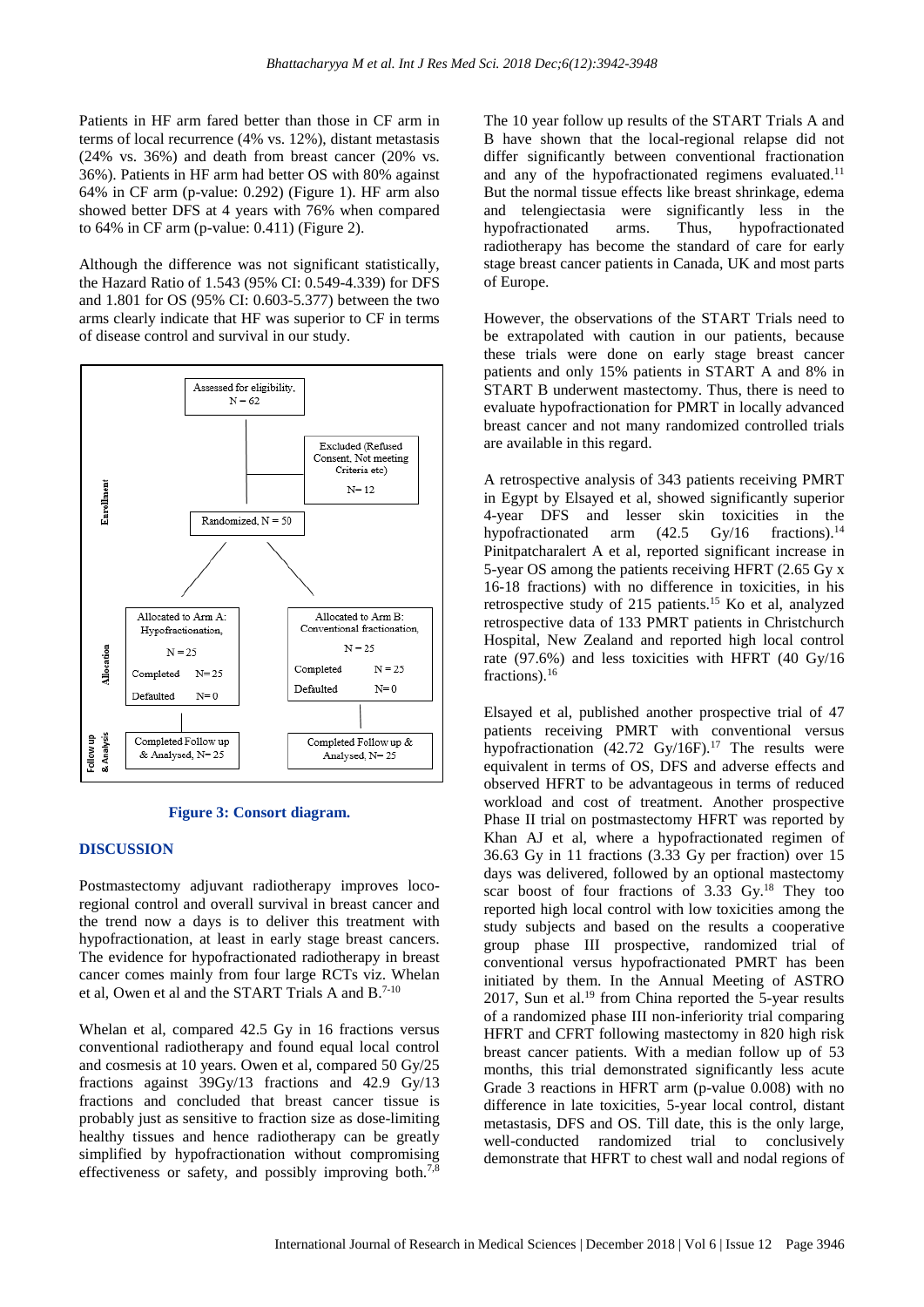Patients in HF arm fared better than those in CF arm in terms of local recurrence (4% vs. 12%), distant metastasis (24% vs. 36%) and death from breast cancer (20% vs. 36%). Patients in HF arm had better OS with 80% against 64% in CF arm (p-value: 0.292) (Figure 1). HF arm also showed better DFS at 4 years with 76% when compared to 64% in CF arm (p-value: 0.411) (Figure 2).

Although the difference was not significant statistically, the Hazard Ratio of 1.543 (95% CI: 0.549-4.339) for DFS and 1.801 for OS (95% CI: 0.603-5.377) between the two arms clearly indicate that HF was superior to CF in terms of disease control and survival in our study.

Enrollment

Assessed for eligibility, N = 62

Excluded (Refused Consent, Not meeting Criteria etc) N= 12

Randomized, N = 50

Allocation

Allocated to Arm A: Hypofractionation, N = 25
Completed N= 25
Defaulted N= 0

Allocated to Arm B: Conventional fractionation, N = 25
Completed N = 25
Defaulted N= 0

Follow up & Analysis

Completed Follow up & Analysed, N= 25

Completed Follow up & Analysed, N= 25

**Figure 3: Consort diagram.**

## DISCUSSION

Postmastectomy adjuvant radiotherapy improves loco-regional control and overall survival in breast cancer and the trend now a days is to deliver this treatment with hypofractionation, at least in early stage breast cancers. The evidence for hypofractionated radiotherapy in breast cancer comes mainly from four large RCTs viz. Whelan et al, Owen et al and the START Trials A and B.[7-10]

Whelan et al, compared 42.5 Gy in 16 fractions versus conventional radiotherapy and found equal local control and cosmesis at 10 years. Owen et al, compared 50 Gy/25 fractions against 39Gy/13 fractions and 42.9 Gy/13 fractions and concluded that breast cancer tissue is probably just as sensitive to fraction size as dose-limiting healthy tissues and hence radiotherapy can be greatly simplified by hypofractionation without compromising effectiveness or safety, and possibly improving both.[7,8]

The 10 year follow up results of the START Trials A and B have shown that the local-regional relapse did not differ significantly between conventional fractionation and any of the hypofractionated regimens evaluated.[11] But the normal tissue effects like breast shrinkage, edema and telengiectasia were significantly less in the hypofractionated arms. Thus, hypofractionated radiotherapy has become the standard of care for early stage breast cancer patients in Canada, UK and most parts of Europe.

However, the observations of the START Trials need to be extrapolated with caution in our patients, because these trials were done on early stage breast cancer patients and only 15% patients in START A and 8% in START B underwent mastectomy. Thus, there is need to evaluate hypofractionation for PMRT in locally advanced breast cancer and not many randomized controlled trials are available in this regard.

A retrospective analysis of 343 patients receiving PMRT in Egypt by Elsayed et al, showed significantly superior 4-year DFS and lesser skin toxicities in the hypofractionated arm (42.5 Gy/16 fractions).[14] Pinitpatcharalert A et al, reported significant increase in 5-year OS among the patients receiving HFRT (2.65 Gy x 16-18 fractions) with no difference in toxicities, in his retrospective study of 215 patients.[15] Ko et al, analyzed retrospective data of 133 PMRT patients in Christchurch Hospital, New Zealand and reported high local control rate (97.6%) and less toxicities with HFRT (40 Gy/16 fractions).[16]

Elsayed et al, published another prospective trial of 47 patients receiving PMRT with conventional versus hypofractionation (42.72 Gy/16F).[17] The results were equivalent in terms of OS, DFS and adverse effects and observed HFRT to be advantageous in terms of reduced workload and cost of treatment. Another prospective Phase II trial on postmastectomy HFRT was reported by Khan AJ et al, where a hypofractionated regimen of 36.63 Gy in 11 fractions (3.33 Gy per fraction) over 15 days was delivered, followed by an optional mastectomy scar boost of four fractions of 3.33 Gy.[18] They too reported high local control with low toxicities among the study subjects and based on the results a cooperative group phase III prospective, randomized trial of conventional versus hypofractionated PMRT has been initiated by them. In the Annual Meeting of ASTRO 2017, Sun et al.[19] from China reported the 5-year results of a randomized phase III non-inferiority trial comparing HFRT and CFRT following mastectomy in 820 high risk breast cancer patients. With a median follow up of 53 months, this trial demonstrated significantly less acute Grade 3 reactions in HFRT arm (p-value 0.008) with no difference in late toxicities, 5-year local control, distant metastasis, DFS and OS. Till date, this is the only large, well-conducted randomized trial to conclusively demonstrate that HFRT to chest wall and nodal regions of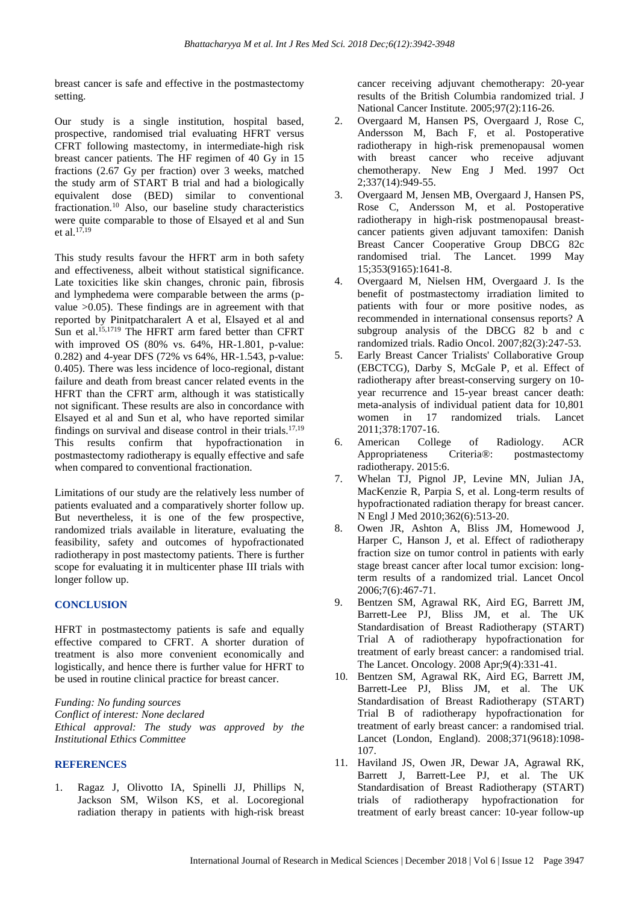breast cancer is safe and effective in the postmastectomy setting.

Our study is a single institution, hospital based, prospective, randomised trial evaluating HFRT versus CFRT following mastectomy, in intermediate-high risk breast cancer patients. The HF regimen of 40 Gy in 15 fractions (2.67 Gy per fraction) over 3 weeks, matched the study arm of START B trial and had a biologically equivalent dose (BED) similar to conventional fractionation.[10] Also, our baseline study characteristics were quite comparable to those of Elsayed et al and Sun et al.[17,19]

This study results favour the HFRT arm in both safety and effectiveness, albeit without statistical significance. Late toxicities like skin changes, chronic pain, fibrosis and lymphedema were comparable between the arms (p-value >0.05). These findings are in agreement with that reported by Pinitpatcharalert A et al, Elsayed et al and Sun et al.[15,1719] The HFRT arm fared better than CFRT with improved OS (80% vs. 64%, HR-1.801, p-value: 0.282) and 4-year DFS (72% vs 64%, HR-1.543, p-value: 0.405). There was less incidence of loco-regional, distant failure and death from breast cancer related events in the HFRT than the CFRT arm, although it was statistically not significant. These results are also in concordance with Elsayed et al and Sun et al, who have reported similar findings on survival and disease control in their trials.[17,19] This results confirm that hypofractionation in postmastectomy radiotherapy is equally effective and safe when compared to conventional fractionation.

Limitations of our study are the relatively less number of patients evaluated and a comparatively shorter follow up. But nevertheless, it is one of the few prospective, randomized trials available in literature, evaluating the feasibility, safety and outcomes of hypofractionated radiotherapy in post mastectomy patients. There is further scope for evaluating it in multicenter phase III trials with longer follow up.

## CONCLUSION

HFRT in postmastectomy patients is safe and equally effective compared to CFRT. A shorter duration of treatment is also more convenient economically and logistically, and hence there is further value for HFRT to be used in routine clinical practice for breast cancer.

*Funding: No funding sources*
*Conflict of interest: None declared*
*Ethical approval: The study was approved by the Institutional Ethics Committee*

## REFERENCES

1. Ragaz J, Olivotto IA, Spinelli JJ, Phillips N, Jackson SM, Wilson KS, et al. Locoregional radiation therapy in patients with high-risk breast cancer receiving adjuvant chemotherapy: 20-year results of the British Columbia randomized trial. J National Cancer Institute. 2005;97(2):116-26.
2. Overgaard M, Hansen PS, Overgaard J, Rose C, Andersson M, Bach F, et al. Postoperative radiotherapy in high-risk premenopausal women with breast cancer who receive adjuvant chemotherapy. New Eng J Med. 1997 Oct 2;337(14):949-55.
3. Overgaard M, Jensen MB, Overgaard J, Hansen PS, Rose C, Andersson M, et al. Postoperative radiotherapy in high-risk postmenopausal breast-cancer patients given adjuvant tamoxifen: Danish Breast Cancer Cooperative Group DBCG 82c randomised trial. The Lancet. 1999 May 15;353(9165):1641-8.
4. Overgaard M, Nielsen HM, Overgaard J. Is the benefit of postmastectomy irradiation limited to patients with four or more positive nodes, as recommended in international consensus reports? A subgroup analysis of the DBCG 82 b and c randomized trials. Radio Oncol. 2007;82(3):247-53.
5. Early Breast Cancer Trialists' Collaborative Group (EBCTCG), Darby S, McGale P, et al. Effect of radiotherapy after breast-conserving surgery on 10-year recurrence and 15-year breast cancer death: meta-analysis of individual patient data for 10,801 women in 17 randomized trials. Lancet 2011;378:1707-16.
6. American College of Radiology. ACR Appropriateness Criteria®: postmastectomy radiotherapy. 2015:6.
7. Whelan TJ, Pignol JP, Levine MN, Julian JA, MacKenzie R, Parpia S, et al. Long-term results of hypofractionated radiation therapy for breast cancer. N Engl J Med 2010;362(6):513-20.
8. Owen JR, Ashton A, Bliss JM, Homewood J, Harper C, Hanson J, et al. Effect of radiotherapy fraction size on tumor control in patients with early stage breast cancer after local tumor excision: long-term results of a randomized trial. Lancet Oncol 2006;7(6):467-71.
9. Bentzen SM, Agrawal RK, Aird EG, Barrett JM, Barrett-Lee PJ, Bliss JM, et al. The UK Standardisation of Breast Radiotherapy (START) Trial A of radiotherapy hypofractionation for treatment of early breast cancer: a randomised trial. The Lancet. Oncology. 2008 Apr;9(4):331-41.
10. Bentzen SM, Agrawal RK, Aird EG, Barrett JM, Barrett-Lee PJ, Bliss JM, et al. The UK Standardisation of Breast Radiotherapy (START) Trial B of radiotherapy hypofractionation for treatment of early breast cancer: a randomised trial. Lancet (London, England). 2008;371(9618):1098-107.
11. Haviland JS, Owen JR, Dewar JA, Agrawal RK, Barrett J, Barrett-Lee PJ, et al. The UK Standardisation of Breast Radiotherapy (START) trials of radiotherapy hypofractionation for treatment of early breast cancer: 10-year follow-up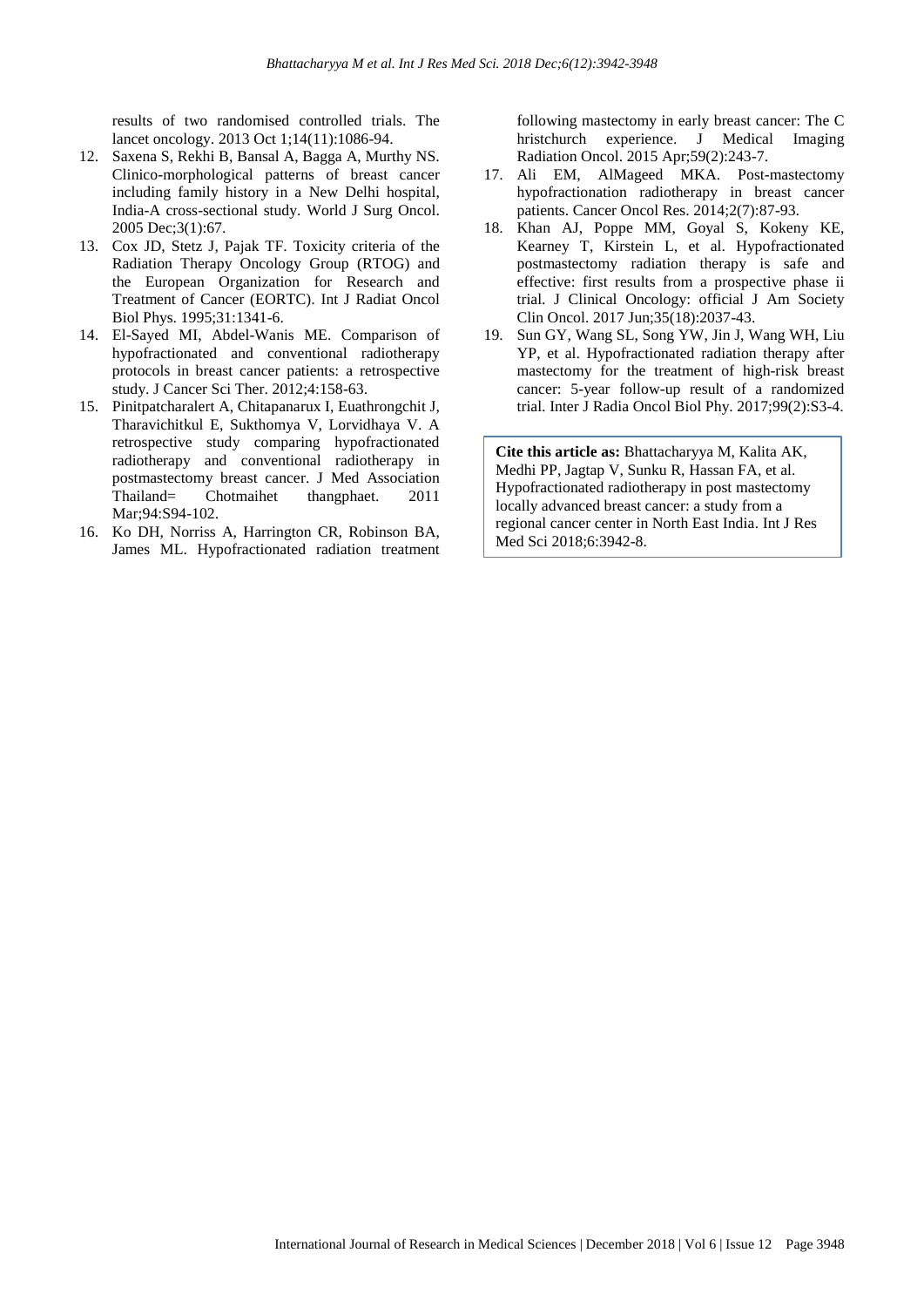results of two randomised controlled trials. The lancet oncology. 2013 Oct 1;14(11):1086-94.

12. Saxena S, Rekhi B, Bansal A, Bagga A, Murthy NS. Clinico-morphological patterns of breast cancer including family history in a New Delhi hospital, India-A cross-sectional study. World J Surg Oncol. 2005 Dec;3(1):67.
13. Cox JD, Stetz J, Pajak TF. Toxicity criteria of the Radiation Therapy Oncology Group (RTOG) and the European Organization for Research and Treatment of Cancer (EORTC). Int J Radiat Oncol Biol Phys. 1995;31:1341-6.
14. El-Sayed MI, Abdel-Wanis ME. Comparison of hypofractionated and conventional radiotherapy protocols in breast cancer patients: a retrospective study. J Cancer Sci Ther. 2012;4:158-63.
15. Pinitpatcharalert A, Chitapanarux I, Euathrongchit J, Tharavichitkul E, Sukthomya V, Lorvidhaya V. A retrospective study comparing hypofractionated radiotherapy and conventional radiotherapy in postmastectomy breast cancer. J Med Association Thailand= Chotmaihet thangphaet. 2011 Mar;94:S94-102.
16. Ko DH, Norriss A, Harrington CR, Robinson BA, James ML. Hypofractionated radiation treatment following mastectomy in early breast cancer: The C hristchurch experience. J Medical Imaging Radiation Oncol. 2015 Apr;59(2):243-7.
17. Ali EM, AlMageed MKA. Post-mastectomy hypofractionation radiotherapy in breast cancer patients. Cancer Oncol Res. 2014;2(7):87-93.
18. Khan AJ, Poppe MM, Goyal S, Kokeny KE, Kearney T, Kirstein L, et al. Hypofractionated postmastectomy radiation therapy is safe and effective: first results from a prospective phase ii trial. J Clinical Oncology: official J Am Society Clin Oncol. 2017 Jun;35(18):2037-43.
19. Sun GY, Wang SL, Song YW, Jin J, Wang WH, Liu YP, et al. Hypofractionated radiation therapy after mastectomy for the treatment of high-risk breast cancer: 5-year follow-up result of a randomized trial. Inter J Radia Oncol Biol Phy. 2017;99(2):S3-4.

**Cite this article as:** Bhattacharyya M, Kalita AK, Medhi PP, Jagtap V, Sunku R, Hassan FA, et al. Hypofractionated radiotherapy in post mastectomy locally advanced breast cancer: a study from a regional cancer center in North East India. Int J Res Med Sci 2018;6:3942-8.